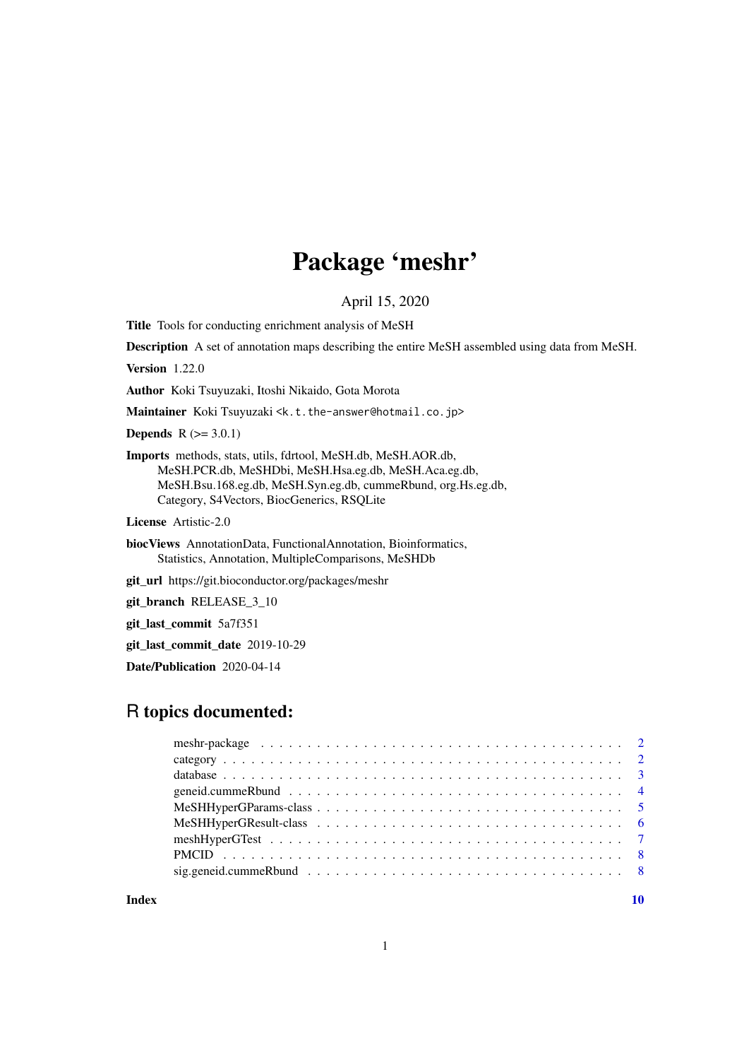# Package 'meshr'

April 15, 2020

**Title** Tools for conducting enrichment analysis of MeSH

**Description** A set of annotation maps describing the entire MeSH assembled using data from MeSH.

**Version** 1.22.0

**Author** Koki Tsuyuzaki, Itoshi Nikaido, Gota Morota

**Maintainer** Koki Tsuyuzaki <k.t.the-answer@hotmail.co.jp>

**Depends** R (>= 3.0.1)

**Imports** methods, stats, utils, fdrtool, MeSH.db, MeSH.AOR.db, MeSH.PCR.db, MeSHDbi, MeSH.Hsa.eg.db, MeSH.Aca.eg.db, MeSH.Bsu.168.eg.db, MeSH.Syn.eg.db, cummeRbund, org.Hs.eg.db, Category, S4Vectors, BiocGenerics, RSQLite

**License** Artistic-2.0

**biocViews** AnnotationData, FunctionalAnnotation, Bioinformatics, Statistics, Annotation, MultipleComparisons, MeSHDb

**git_url** https://git.bioconductor.org/packages/meshr

**git_branch** RELEASE_3_10

**git_last_commit** 5a7f351

**git_last_commit_date** 2019-10-29

**Date/Publication** 2020-04-14

## R topics documented:

| | |
|---|---|
| meshr-package | 2 |
| category | 2 |
| database | 3 |
| geneid.cummeRbund | 4 |
| MeSHHyperGParams-class | 5 |
| MeSHHyperGResult-class | 6 |
| meshHyperGTest | 7 |
| PMCID | 8 |
| sig.geneid.cummeRbund | 8 |
| **Index** | 10 |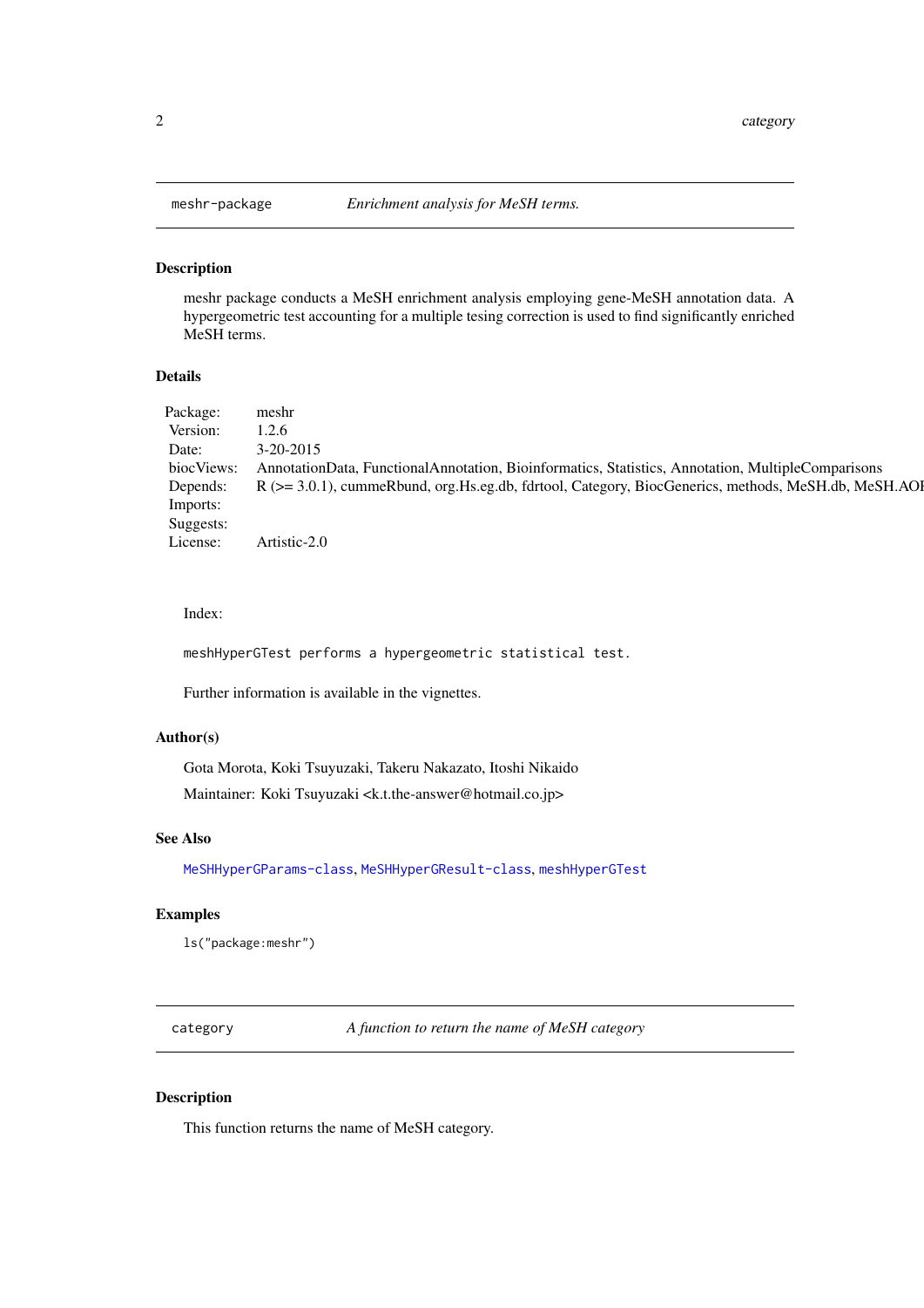## meshr-package — *Enrichment analysis for MeSH terms.*

### Description

meshr package conducts a MeSH enrichment analysis employing gene-MeSH annotation data. A hypergeometric test accounting for a multiple tesing correction is used to find significantly enriched MeSH terms.

### Details

| | |
|---|---|
| Package: | meshr |
| Version: | 1.2.6 |
| Date: | 3-20-2015 |
| biocViews: | AnnotationData, FunctionalAnnotation, Bioinformatics, Statistics, Annotation, MultipleComparisons |
| Depends: | R (>= 3.0.1), cummeRbund, org.Hs.eg.db, fdrtool, Category, BiocGenerics, methods, MeSH.db, MeSH.AOI |
| Imports: | |
| Suggests: | |
| License: | Artistic-2.0 |

Index:

```
meshHyperGTest performs a hypergeometric statistical test.
```

Further information is available in the vignettes.

### Author(s)

Gota Morota, Koki Tsuyuzaki, Takeru Nakazato, Itoshi Nikaido

Maintainer: Koki Tsuyuzaki <k.t.the-answer@hotmail.co.jp>

### See Also

MeSHHyperGParams-class, MeSHHyperGResult-class, meshHyperGTest

### Examples

```
ls("package:meshr")
```

## category — *A function to return the name of MeSH category*

### Description

This function returns the name of MeSH category.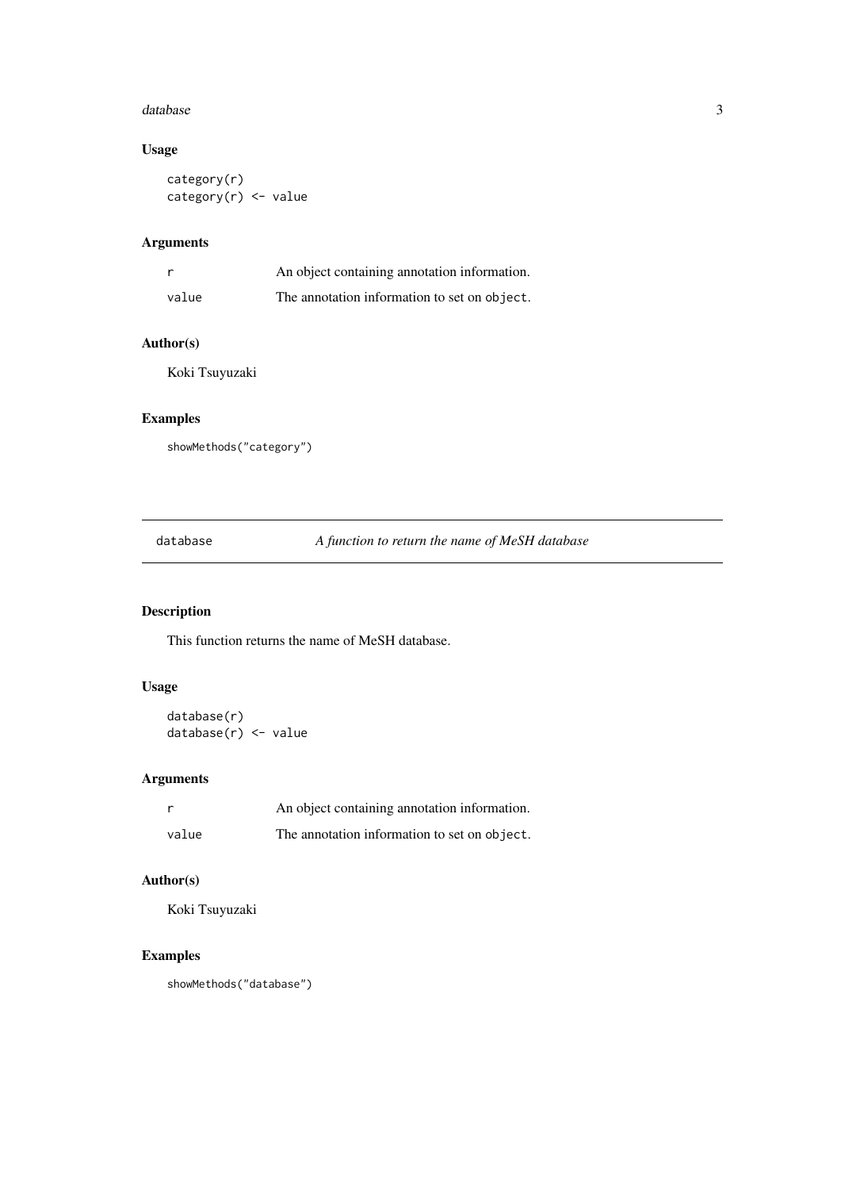## Usage

```
category(r)
category(r) <- value
```

## Arguments

| | |
|---|---|
| r | An object containing annotation information. |
| value | The annotation information to set on `object`. |

## Author(s)

Koki Tsuyuzaki

## Examples

```
showMethods("category")
```

---

# database — *A function to return the name of MeSH database*

## Description

This function returns the name of MeSH database.

## Usage

```
database(r)
database(r) <- value
```

## Arguments

| | |
|---|---|
| r | An object containing annotation information. |
| value | The annotation information to set on `object`. |

## Author(s)

Koki Tsuyuzaki

## Examples

```
showMethods("database")
```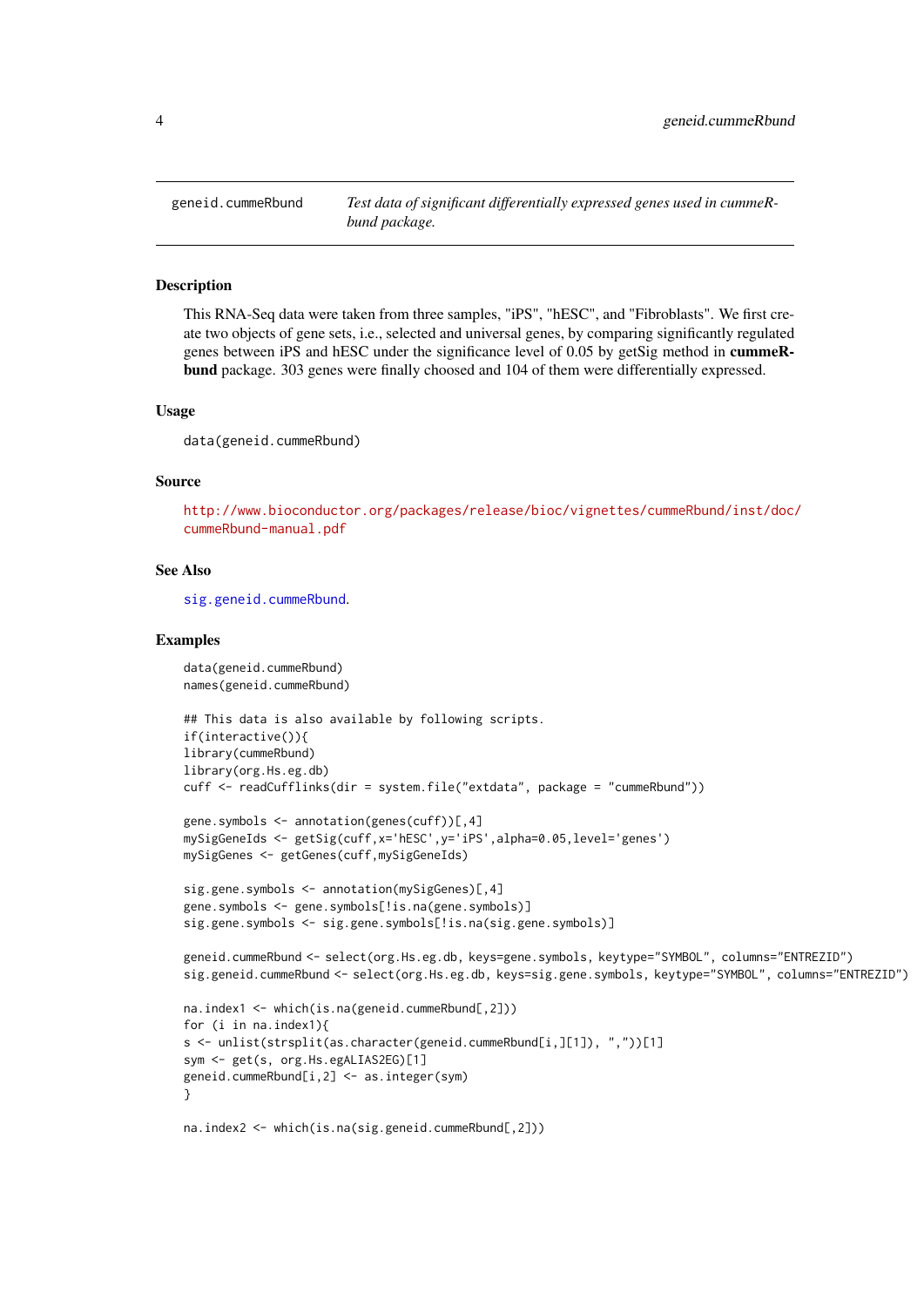geneid.cummeRbund — *Test data of significant differentially expressed genes used in cummeRbund package.*

## Description

This RNA-Seq data were taken from three samples, "iPS", "hESC", and "Fibroblasts". We first create two objects of gene sets, i.e., selected and universal genes, by comparing significantly regulated genes between iPS and hESC under the significance level of 0.05 by getSig method in **cummeRbund** package. 303 genes were finally choosed and 104 of them were differentially expressed.

## Usage

```
data(geneid.cummeRbund)
```

## Source

http://www.bioconductor.org/packages/release/bioc/vignettes/cummeRbund/inst/doc/cummeRbund-manual.pdf

## See Also

sig.geneid.cummeRbund.

## Examples

```
data(geneid.cummeRbund)
names(geneid.cummeRbund)

## This data is also available by following scripts.
if(interactive()){
library(cummeRbund)
library(org.Hs.eg.db)
cuff <- readCufflinks(dir = system.file("extdata", package = "cummeRbund"))

gene.symbols <- annotation(genes(cuff))[,4]
mySigGeneIds <- getSig(cuff,x='hESC',y='iPS',alpha=0.05,level='genes')
mySigGenes <- getGenes(cuff,mySigGeneIds)

sig.gene.symbols <- annotation(mySigGenes)[,4]
gene.symbols <- gene.symbols[!is.na(gene.symbols)]
sig.gene.symbols <- sig.gene.symbols[!is.na(sig.gene.symbols)]

geneid.cummeRbund <- select(org.Hs.eg.db, keys=gene.symbols, keytype="SYMBOL", columns="ENTREZID")
sig.geneid.cummeRbund <- select(org.Hs.eg.db, keys=sig.gene.symbols, keytype="SYMBOL", columns="ENTREZID")

na.index1 <- which(is.na(geneid.cummeRbund[,2]))
for (i in na.index1){
s <- unlist(strsplit(as.character(geneid.cummeRbund[i,][1]), ","))[1]
sym <- get(s, org.Hs.egALIAS2EG)[1]
geneid.cummeRbund[i,2] <- as.integer(sym)
}

na.index2 <- which(is.na(sig.geneid.cummeRbund[,2]))
```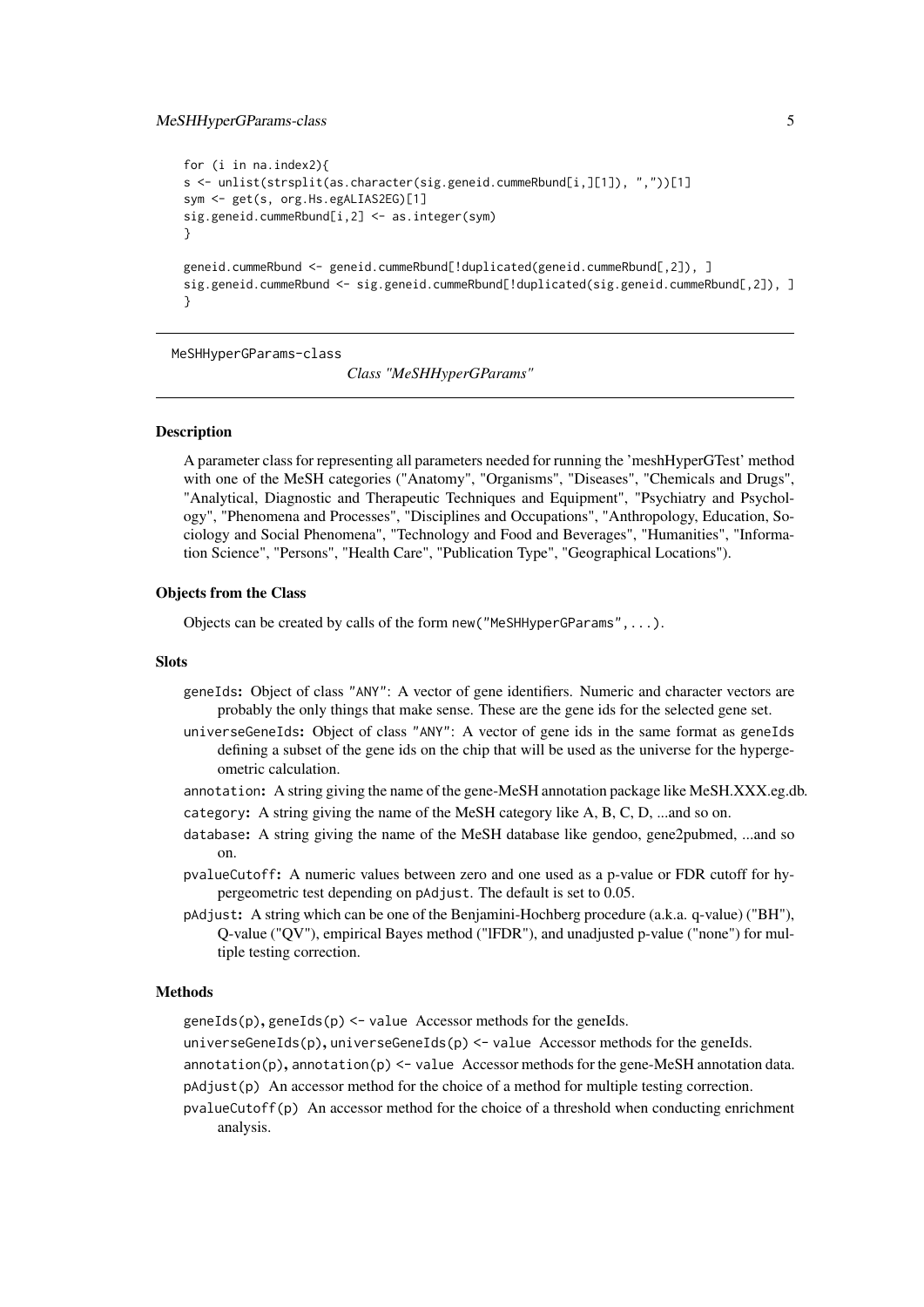```
for (i in na.index2){
s <- unlist(strsplit(as.character(sig.geneid.cummeRbund[i,][1]), ","))[1]
sym <- get(s, org.Hs.egALIAS2EG)[1]
sig.geneid.cummeRbund[i,2] <- as.integer(sym)
}

geneid.cummeRbund <- geneid.cummeRbund[!duplicated(geneid.cummeRbund[,2]), ]
sig.geneid.cummeRbund <- sig.geneid.cummeRbund[!duplicated(sig.geneid.cummeRbund[,2]), ]
}
```

---

MeSHHyperGParams-class

## *Class "MeSHHyperGParams"*

---

### Description

A parameter class for representing all parameters needed for running the 'meshHyperGTest' method with one of the MeSH categories ("Anatomy", "Organisms", "Diseases", "Chemicals and Drugs", "Analytical, Diagnostic and Therapeutic Techniques and Equipment", "Psychiatry and Psychology", "Phenomena and Processes", "Disciplines and Occupations", "Anthropology, Education, Sociology and Social Phenomena", "Technology and Food and Beverages", "Humanities", "Information Science", "Persons", "Health Care", "Publication Type", "Geographical Locations").

### Objects from the Class

Objects can be created by calls of the form `new("MeSHHyperGParams",...)`.

### Slots

- `geneIds`: Object of class `"ANY"`: A vector of gene identifiers. Numeric and character vectors are probably the only things that make sense. These are the gene ids for the selected gene set.
- `universeGeneIds`: Object of class `"ANY"`: A vector of gene ids in the same format as `geneIds` defining a subset of the gene ids on the chip that will be used as the universe for the hypergeometric calculation.
- `annotation`: A string giving the name of the gene-MeSH annotation package like MeSH.XXX.eg.db.
- `category`: A string giving the name of the MeSH category like A, B, C, D, ...and so on.
- `database`: A string giving the name of the MeSH database like gendoo, gene2pubmed, ...and so on.
- `pvalueCutoff`: A numeric values between zero and one used as a p-value or FDR cutoff for hypergeometric test depending on `pAdjust`. The default is set to 0.05.
- `pAdjust`: A string which can be one of the Benjamini-Hochberg procedure (a.k.a. q-value) ("BH"), Q-value ("QV"), empirical Bayes method ("lFDR"), and unadjusted p-value ("none") for multiple testing correction.

### Methods

- `geneIds(p)`, `geneIds(p) <- value` Accessor methods for the geneIds.
- `universeGeneIds(p)`, `universeGeneIds(p) <- value` Accessor methods for the geneIds.
- `annotation(p)`, `annotation(p) <- value` Accessor methods for the gene-MeSH annotation data.
- `pAdjust(p)` An accessor method for the choice of a method for multiple testing correction.
- `pvalueCutoff(p)` An accessor method for the choice of a threshold when conducting enrichment analysis.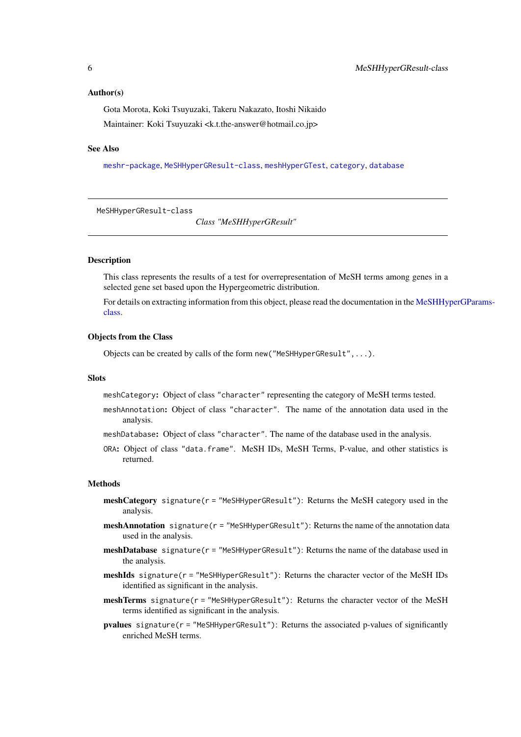### Author(s)

Gota Morota, Koki Tsuyuzaki, Takeru Nakazato, Itoshi Nikaido

Maintainer: Koki Tsuyuzaki <k.t.the-answer@hotmail.co.jp>

### See Also

`meshr-package`, `MeSHHyperGResult-class`, `meshHyperGTest`, `category`, `database`

---

## MeSHHyperGResult-class — *Class "MeSHHyperGResult"*

---

### Description

This class represents the results of a test for overrepresentation of MeSH terms among genes in a selected gene set based upon the Hypergeometric distribution.

For details on extracting information from this object, please read the documentation in the MeSHHyperGParams-class.

### Objects from the Class

Objects can be created by calls of the form `new("MeSHHyperGResult",...)`.

### Slots

`meshCategory`**:** Object of class `"character"` representing the category of MeSH terms tested.

`meshAnnotation`**:** Object of class `"character"`. The name of the annotation data used in the analysis.

`meshDatabase`**:** Object of class `"character"`. The name of the database used in the analysis.

`ORA`**:** Object of class `"data.frame"`. MeSH IDs, MeSH Terms, P-value, and other statistics is returned.

### Methods

**meshCategory** `signature(r = "MeSHHyperGResult")`: Returns the MeSH category used in the analysis.

**meshAnnotation** `signature(r = "MeSHHyperGResult")`: Returns the name of the annotation data used in the analysis.

**meshDatabase** `signature(r = "MeSHHyperGResult")`: Returns the name of the database used in the analysis.

**meshIds** `signature(r = "MeSHHyperGResult")`: Returns the character vector of the MeSH IDs identified as significant in the analysis.

**meshTerms** `signature(r = "MeSHHyperGResult")`: Returns the character vector of the MeSH terms identified as significant in the analysis.

**pvalues** `signature(r = "MeSHHyperGResult")`: Returns the associated p-values of significantly enriched MeSH terms.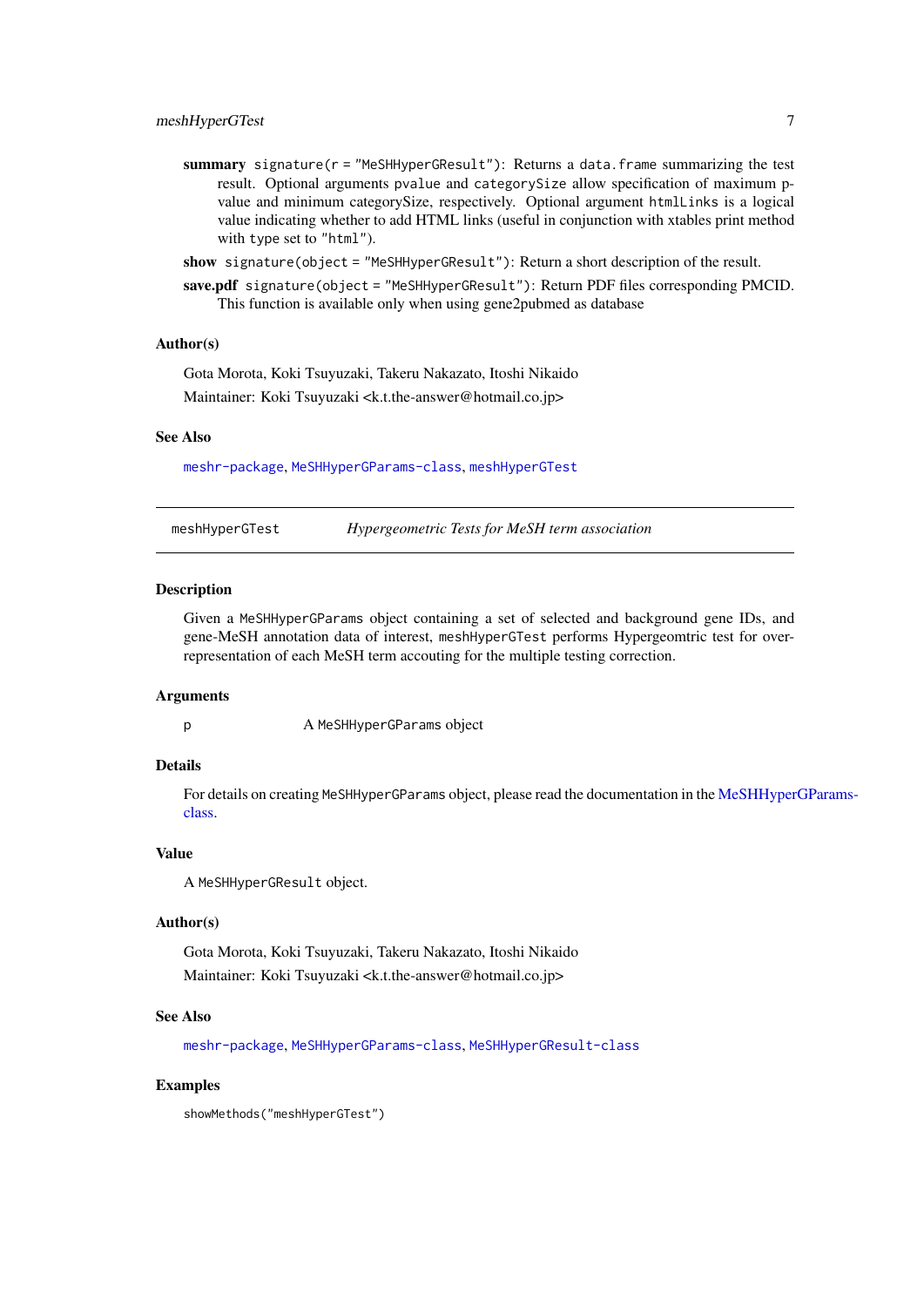**summary** `signature(r = "MeSHHyperGResult")`: Returns a `data.frame` summarizing the test result. Optional arguments `pvalue` and `categorySize` allow specification of maximum p-value and minimum categorySize, respectively. Optional argument `htmlLinks` is a logical value indicating whether to add HTML links (useful in conjunction with xtables print method with `type` set to `"html"`).

**show** `signature(object = "MeSHHyperGResult")`: Return a short description of the result.

**save.pdf** `signature(object = "MeSHHyperGResult")`: Return PDF files corresponding PMCID. This function is available only when using gene2pubmed as database

### Author(s)

Gota Morota, Koki Tsuyuzaki, Takeru Nakazato, Itoshi Nikaido

Maintainer: Koki Tsuyuzaki <k.t.the-answer@hotmail.co.jp>

### See Also

`meshr-package`, `MeSHHyperGParams-class`, `meshHyperGTest`

---

## meshHyperGTest — *Hypergeometric Tests for MeSH term association*

### Description

Given a `MeSHHyperGParams` object containing a set of selected and background gene IDs, and gene-MeSH annotation data of interest, `meshHyperGTest` performs Hypergeomtric test for over-representation of each MeSH term accouting for the multiple testing correction.

### Arguments

| | |
|---|---|
| `p` | A `MeSHHyperGParams` object |

### Details

For details on creating `MeSHHyperGParams` object, please read the documentation in the MeSHHyperGParams-class.

### Value

A `MeSHHyperGResult` object.

### Author(s)

Gota Morota, Koki Tsuyuzaki, Takeru Nakazato, Itoshi Nikaido

Maintainer: Koki Tsuyuzaki <k.t.the-answer@hotmail.co.jp>

### See Also

`meshr-package`, `MeSHHyperGParams-class`, `MeSHHyperGResult-class`

### Examples

```
showMethods("meshHyperGTest")
```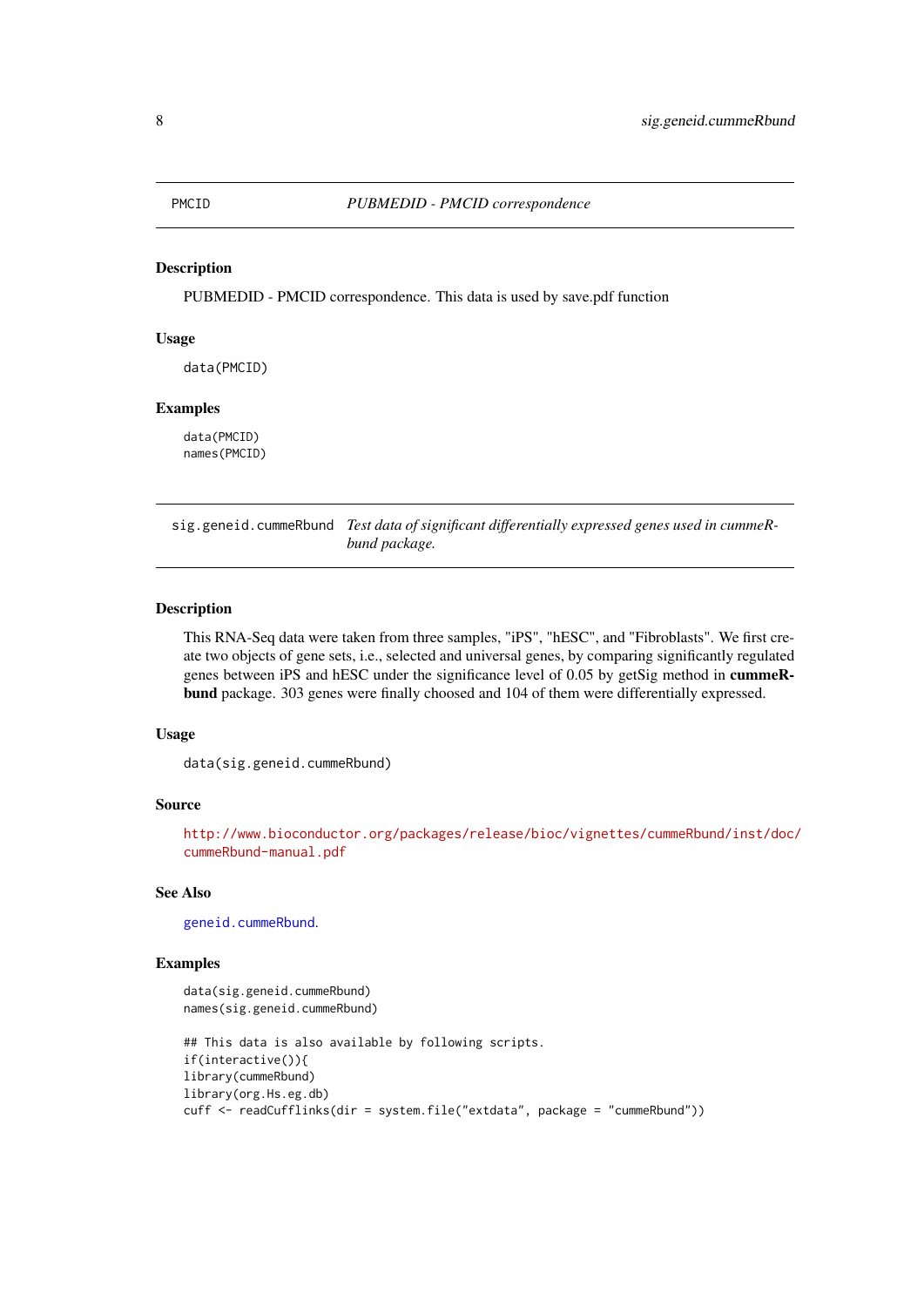## PMCID — *PUBMEDID - PMCID correspondence*

### Description

PUBMEDID - PMCID correspondence. This data is used by save.pdf function

### Usage

```
data(PMCID)
```

### Examples

```
data(PMCID)
names(PMCID)
```

## sig.geneid.cummeRbund — *Test data of significant differentially expressed genes used in cummeRbund package.*

### Description

This RNA-Seq data were taken from three samples, "iPS", "hESC", and "Fibroblasts". We first create two objects of gene sets, i.e., selected and universal genes, by comparing significantly regulated genes between iPS and hESC under the significance level of 0.05 by getSig method in **cummeRbund** package. 303 genes were finally choosed and 104 of them were differentially expressed.

### Usage

```
data(sig.geneid.cummeRbund)
```

### Source

http://www.bioconductor.org/packages/release/bioc/vignettes/cummeRbund/inst/doc/cummeRbund-manual.pdf

### See Also

geneid.cummeRbund.

### Examples

```
data(sig.geneid.cummeRbund)
names(sig.geneid.cummeRbund)

## This data is also available by following scripts.
if(interactive()){
library(cummeRbund)
library(org.Hs.eg.db)
cuff <- readCufflinks(dir = system.file("extdata", package = "cummeRbund"))
```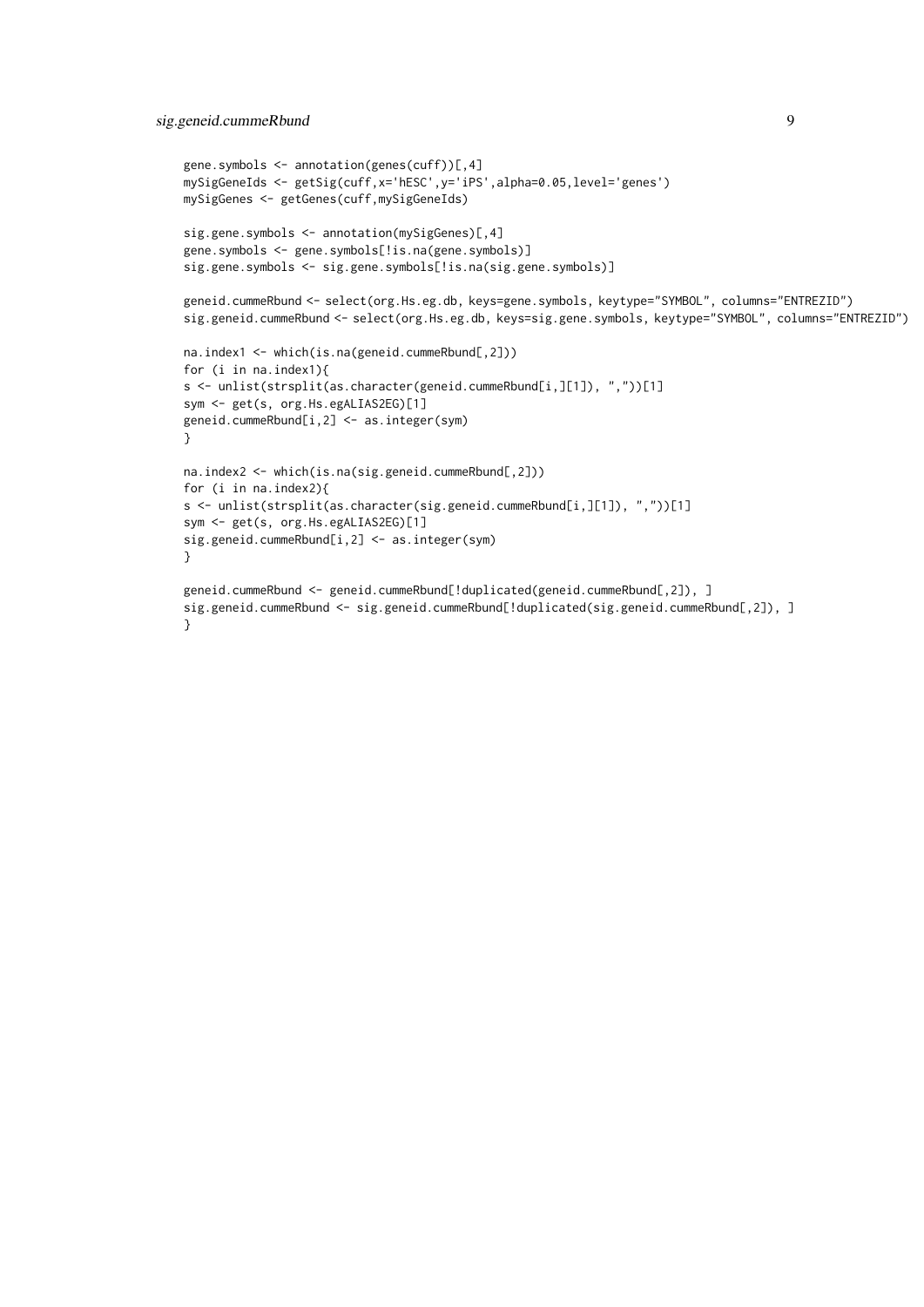```
gene.symbols <- annotation(genes(cuff))[,4]
mySigGeneIds <- getSig(cuff,x='hESC',y='iPS',alpha=0.05,level='genes')
mySigGenes <- getGenes(cuff,mySigGeneIds)

sig.gene.symbols <- annotation(mySigGenes)[,4]
gene.symbols <- gene.symbols[!is.na(gene.symbols)]
sig.gene.symbols <- sig.gene.symbols[!is.na(sig.gene.symbols)]

geneid.cummeRbund <- select(org.Hs.eg.db, keys=gene.symbols, keytype="SYMBOL", columns="ENTREZID")
sig.geneid.cummeRbund <- select(org.Hs.eg.db, keys=sig.gene.symbols, keytype="SYMBOL", columns="ENTREZID")

na.index1 <- which(is.na(geneid.cummeRbund[,2]))
for (i in na.index1){
s <- unlist(strsplit(as.character(geneid.cummeRbund[i,][1]), ","))[1]
sym <- get(s, org.Hs.egALIAS2EG)[1]
geneid.cummeRbund[i,2] <- as.integer(sym)
}

na.index2 <- which(is.na(sig.geneid.cummeRbund[,2]))
for (i in na.index2){
s <- unlist(strsplit(as.character(sig.geneid.cummeRbund[i,][1]), ","))[1]
sym <- get(s, org.Hs.egALIAS2EG)[1]
sig.geneid.cummeRbund[i,2] <- as.integer(sym)
}

geneid.cummeRbund <- geneid.cummeRbund[!duplicated(geneid.cummeRbund[,2]), ]
sig.geneid.cummeRbund <- sig.geneid.cummeRbund[!duplicated(sig.geneid.cummeRbund[,2]), ]
}
```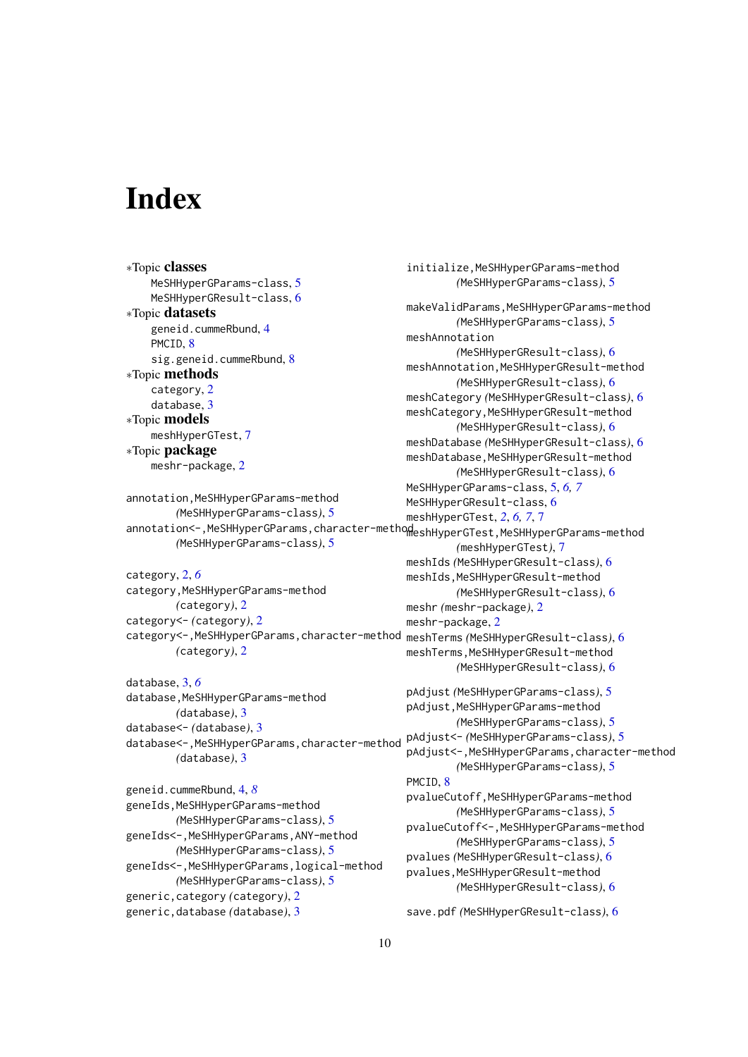# Index

*Topic **classes**
- MeSHHyperGParams-class, 5
- MeSHHyperGResult-class, 6

*Topic **datasets**
- geneid.cummeRbund, 4
- PMCID, 8
- sig.geneid.cummeRbund, 8

*Topic **methods**
- category, 2
- database, 3

*Topic **models**
- meshHyperGTest, 7

*Topic **package**
- meshr-package, 2

annotation,MeSHHyperGParams-method *(MeSHHyperGParams-class)*, 5
annotation<-,MeSHHyperGParams,character-method *(MeSHHyperGParams-class)*, 5

category, 2, *6*
category,MeSHHyperGParams-method *(category)*, 2
category<- *(category)*, 2
category<-,MeSHHyperGParams,character-method *(category)*, 2

database, 3, *6*
database,MeSHHyperGParams-method *(database)*, 3
database<- *(database)*, 3
database<-,MeSHHyperGParams,character-method *(database)*, 3

geneid.cummeRbund, 4, *8*
geneIds,MeSHHyperGParams-method *(MeSHHyperGParams-class)*, 5
geneIds<-,MeSHHyperGParams,ANY-method *(MeSHHyperGParams-class)*, 5
geneIds<-,MeSHHyperGParams,logical-method *(MeSHHyperGParams-class)*, 5
generic,category *(category)*, 2
generic,database *(database)*, 3

initialize,MeSHHyperGParams-method *(MeSHHyperGParams-class)*, 5

makeValidParams,MeSHHyperGParams-method *(MeSHHyperGParams-class)*, 5
meshAnnotation *(MeSHHyperGResult-class)*, 6
meshAnnotation,MeSHHyperGResult-method *(MeSHHyperGResult-class)*, 6
meshCategory *(MeSHHyperGResult-class)*, 6
meshCategory,MeSHHyperGResult-method *(MeSHHyperGResult-class)*, 6
meshDatabase *(MeSHHyperGResult-class)*, 6
meshDatabase,MeSHHyperGResult-method *(MeSHHyperGResult-class)*, 6
MeSHHyperGParams-class, 5, *6, 7*
MeSHHyperGResult-class, 6
meshHyperGTest, *2, 6, 7*, 7
meshHyperGTest,MeSHHyperGParams-method *(meshHyperGTest)*, 7
meshIds *(MeSHHyperGResult-class)*, 6
meshIds,MeSHHyperGResult-method *(MeSHHyperGResult-class)*, 6
meshr *(meshr-package)*, 2
meshr-package, 2
meshTerms *(MeSHHyperGResult-class)*, 6
meshTerms,MeSHHyperGResult-method *(MeSHHyperGResult-class)*, 6

pAdjust *(MeSHHyperGParams-class)*, 5
pAdjust,MeSHHyperGParams-method *(MeSHHyperGParams-class)*, 5
pAdjust<- *(MeSHHyperGParams-class)*, 5
pAdjust<-,MeSHHyperGParams,character-method *(MeSHHyperGParams-class)*, 5
PMCID, 8
pvalueCutoff,MeSHHyperGParams-method *(MeSHHyperGParams-class)*, 5
pvalueCutoff<-,MeSHHyperGParams-method *(MeSHHyperGParams-class)*, 5
pvalues *(MeSHHyperGResult-class)*, 6
pvalues,MeSHHyperGResult-method *(MeSHHyperGResult-class)*, 6

save.pdf *(MeSHHyperGResult-class)*, 6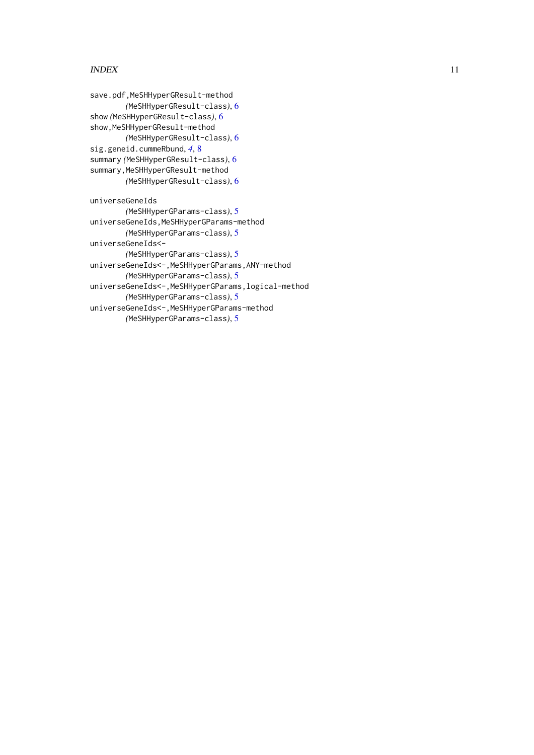save.pdf,MeSHHyperGResult-method
    (MeSHHyperGResult-class), 6
show (MeSHHyperGResult-class), 6
show,MeSHHyperGResult-method
    (MeSHHyperGResult-class), 6
sig.geneid.cummeRbund, *4*, 8
summary (MeSHHyperGResult-class), 6
summary,MeSHHyperGResult-method
    (MeSHHyperGResult-class), 6

universeGeneIds
    (MeSHHyperGParams-class), 5
universeGeneIds,MeSHHyperGParams-method
    (MeSHHyperGParams-class), 5
universeGeneIds<-
    (MeSHHyperGParams-class), 5
universeGeneIds<-,MeSHHyperGParams,ANY-method
    (MeSHHyperGParams-class), 5
universeGeneIds<-,MeSHHyperGParams,logical-method
    (MeSHHyperGParams-class), 5
universeGeneIds<-,MeSHHyperGParams-method
    (MeSHHyperGParams-class), 5